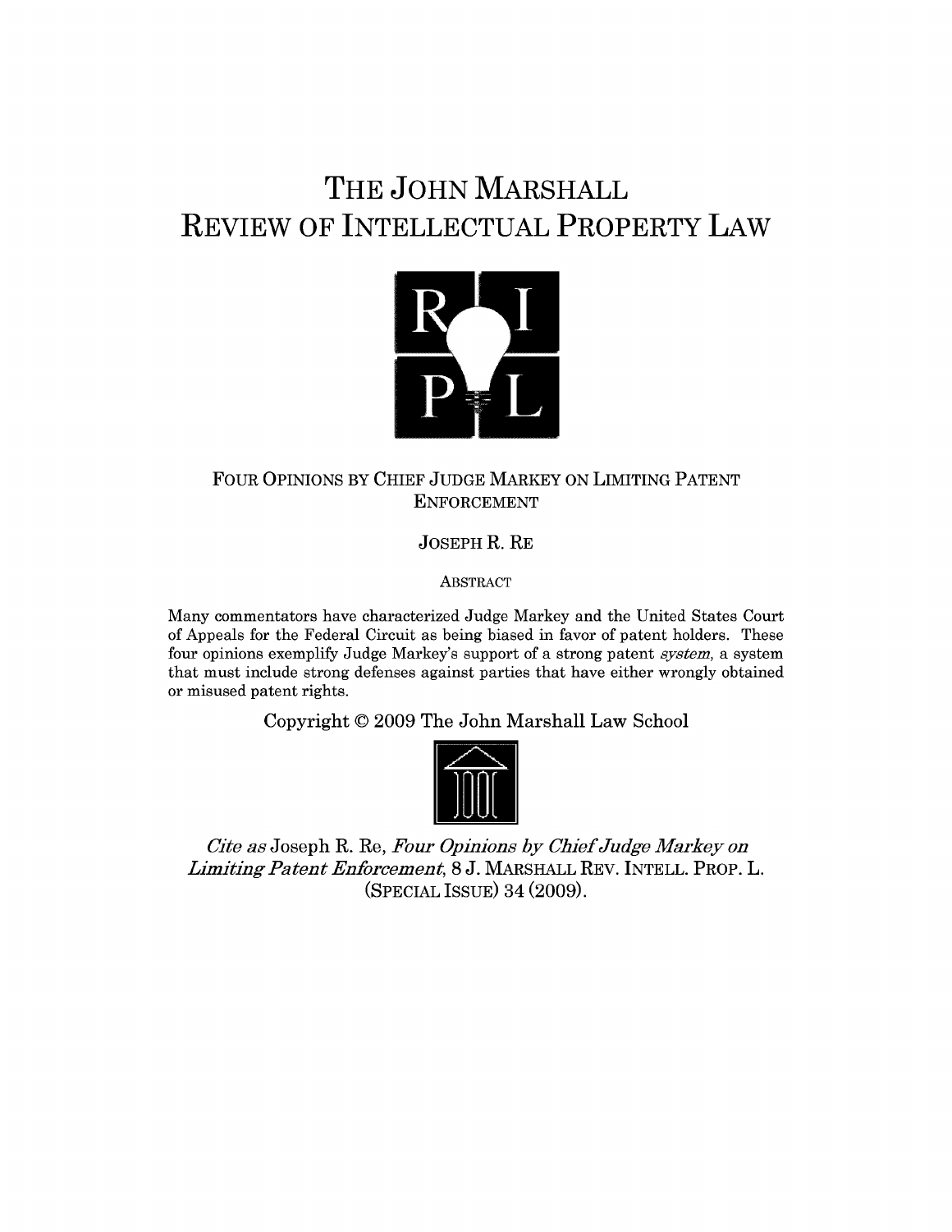# THE JOHN MARSHALL REVIEW OF INTELLECTUAL PROPERTY LAW

## FOUR OPINIONS BY CHIEF JUDGE MARKEY ON LIMITING PATENT ENFORCEMENT

JOSEPH R. RE

ABSTRACT

Many commentators have characterized Judge Markey and the United States Court of Appeals for the Federal Circuit as being biased in favor of patent holders. These four opinions exemplify Judge Markey's support of a strong patent *system*, a system that must include strong defenses against parties that have either wrongly obtained or misused patent rights.

Copyright © 2009 The John Marshall Law School

*Cite as* Joseph R. Re, *Four Opinions by Chief Judge Markey on Limiting Patent Enforcement*, 8 J. MARSHALL REV. INTELL. PROP. L. (SPECIAL ISSUE) 34 (2009).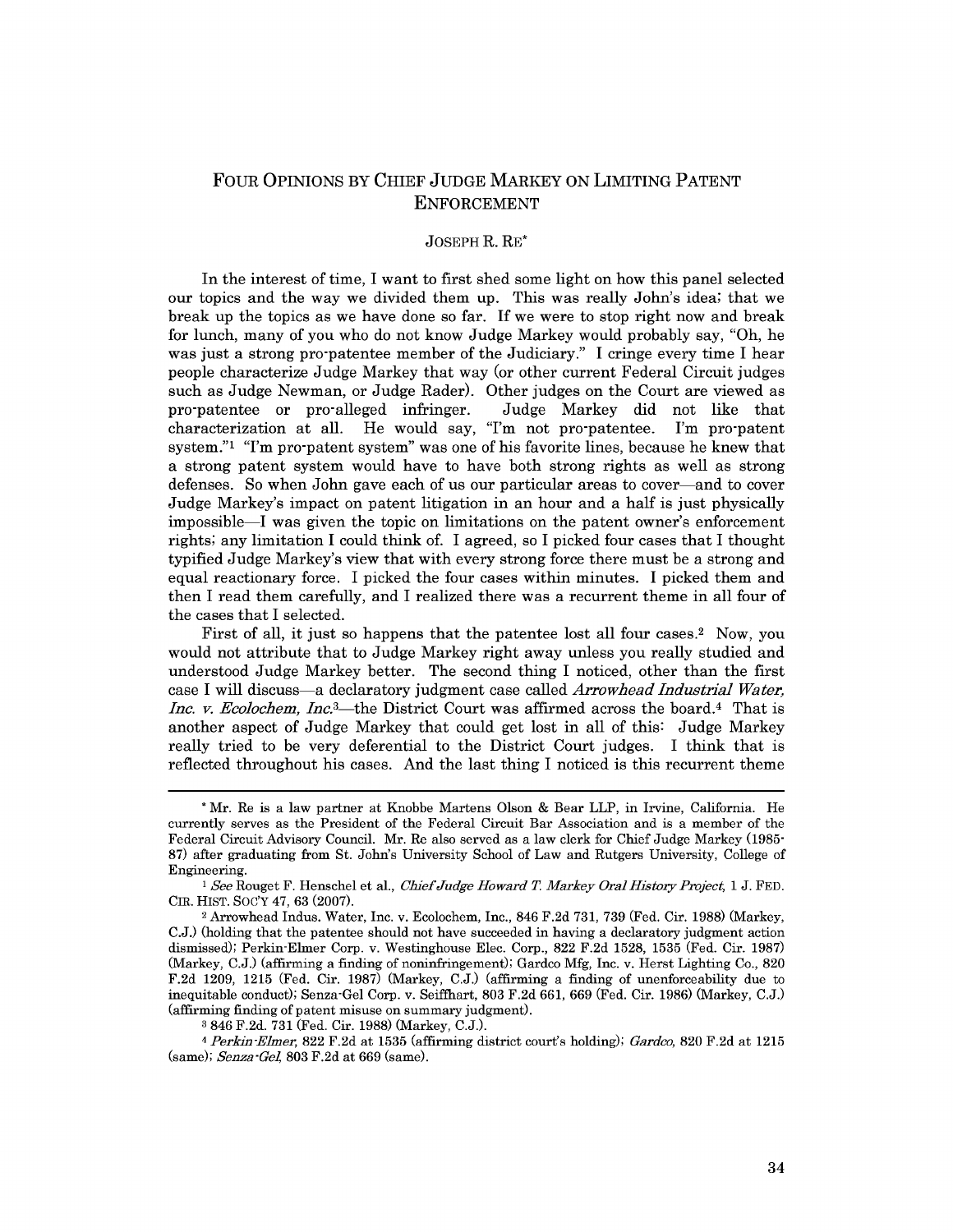# FOUR OPINIONS BY CHIEF JUDGE MARKEY ON LIMITING PATENT ENFORCEMENT

JOSEPH R. RE*

In the interest of time, I want to first shed some light on how this panel selected our topics and the way we divided them up. This was really John's idea; that we break up the topics as we have done so far. If we were to stop right now and break for lunch, many of you who do not know Judge Markey would probably say, "Oh, he was just a strong pro-patentee member of the Judiciary." I cringe every time I hear people characterize Judge Markey that way (or other current Federal Circuit judges such as Judge Newman, or Judge Rader). Other judges on the Court are viewed as pro-patentee or pro-alleged infringer. Judge Markey did not like that characterization at all. He would say, "I'm not pro-patentee. I'm pro-patent system."[1] "I'm pro-patent system" was one of his favorite lines, because he knew that a strong patent system would have to have both strong rights as well as strong defenses. So when John gave each of us our particular areas to cover—and to cover Judge Markey's impact on patent litigation in an hour and a half is just physically impossible—I was given the topic on limitations on the patent owner's enforcement rights; any limitation I could think of. I agreed, so I picked four cases that I thought typified Judge Markey's view that with every strong force there must be a strong and equal reactionary force. I picked the four cases within minutes. I picked them and then I read them carefully, and I realized there was a recurrent theme in all four of the cases that I selected.

First of all, it just so happens that the patentee lost all four cases.[2] Now, you would not attribute that to Judge Markey right away unless you really studied and understood Judge Markey better. The second thing I noticed, other than the first case I will discuss—a declaratory judgment case called *Arrowhead Industrial Water, Inc. v. Ecolochem, Inc.*[3]—the District Court was affirmed across the board.[4] That is another aspect of Judge Markey that could get lost in all of this: Judge Markey really tried to be very deferential to the District Court judges. I think that is reflected throughout his cases. And the last thing I noticed is this recurrent theme

---

* Mr. Re is a law partner at Knobbe Martens Olson & Bear LLP, in Irvine, California. He currently serves as the President of the Federal Circuit Bar Association and is a member of the Federal Circuit Advisory Council. Mr. Re also served as a law clerk for Chief Judge Markey (1985-87) after graduating from St. John's University School of Law and Rutgers University, College of Engineering.

[1] *See* Rouget F. Henschel et al., *Chief Judge Howard T. Markey Oral History Project*, 1 J. FED. CIR. HIST. SOC'Y 47, 63 (2007).

[2] Arrowhead Indus. Water, Inc. v. Ecolochem, Inc., 846 F.2d 731, 739 (Fed. Cir. 1988) (Markey, C.J.) (holding that the patentee should not have succeeded in having a declaratory judgment action dismissed); Perkin-Elmer Corp. v. Westinghouse Elec. Corp., 822 F.2d 1528, 1535 (Fed. Cir. 1987) (Markey, C.J.) (affirming a finding of noninfringement); Gardco Mfg, Inc. v. Herst Lighting Co., 820 F.2d 1209, 1215 (Fed. Cir. 1987) (Markey, C.J.) (affirming a finding of unenforceability due to inequitable conduct); Senza-Gel Corp. v. Seiffhart, 803 F.2d 661, 669 (Fed. Cir. 1986) (Markey, C.J.) (affirming finding of patent misuse on summary judgment).

[3] 846 F.2d. 731 (Fed. Cir. 1988) (Markey, C.J.).

[4] *Perkin-Elmer*, 822 F.2d at 1535 (affirming district court's holding); *Gardco*, 820 F.2d at 1215 (same); *Senza-Gel*, 803 F.2d at 669 (same).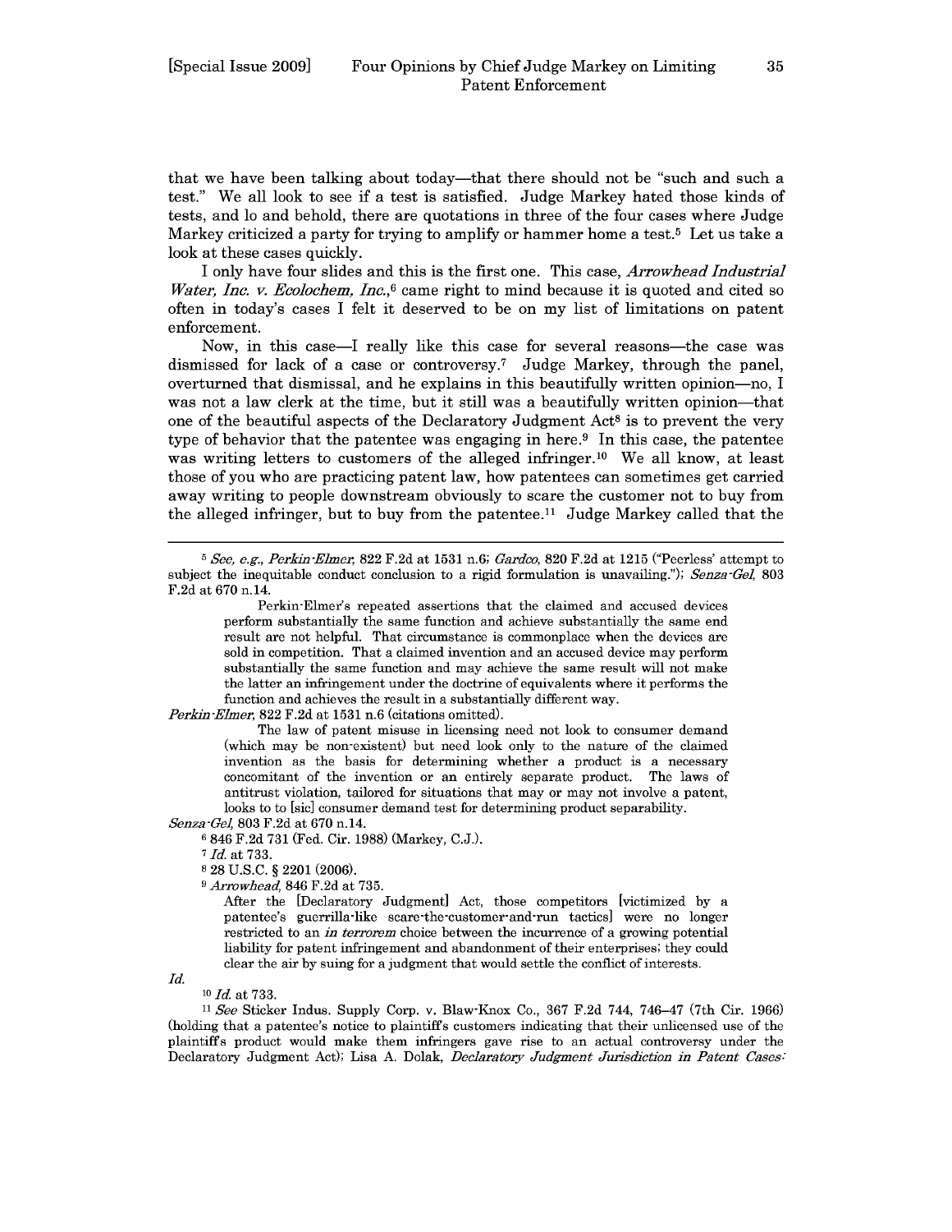that we have been talking about today—that there should not be "such and such a test." We all look to see if a test is satisfied. Judge Markey hated those kinds of tests, and lo and behold, there are quotations in three of the four cases where Judge Markey criticized a party for trying to amplify or hammer home a test.[5] Let us take a look at these cases quickly.

I only have four slides and this is the first one. This case, *Arrowhead Industrial Water, Inc. v. Ecolochem, Inc.*,[6] came right to mind because it is quoted and cited so often in today's cases I felt it deserved to be on my list of limitations on patent enforcement.

Now, in this case—I really like this case for several reasons—the case was dismissed for lack of a case or controversy.[7] Judge Markey, through the panel, overturned that dismissal, and he explains in this beautifully written opinion—no, I was not a law clerk at the time, but it still was a beautifully written opinion—that one of the beautiful aspects of the Declaratory Judgment Act[8] is to prevent the very type of behavior that the patentee was engaging in here.[9] In this case, the patentee was writing letters to customers of the alleged infringer.[10] We all know, at least those of you who are practicing patent law, how patentees can sometimes get carried away writing to people downstream obviously to scare the customer not to buy from the alleged infringer, but to buy from the patentee.[11] Judge Markey called that the

---

[5] *See, e.g.*, *Perkin-Elmer*, 822 F.2d at 1531 n.6; *Gardco*, 820 F.2d at 1215 ("Peerless' attempt to subject the inequitable conduct conclusion to a rigid formulation is unavailing."); *Senza-Gel*, 803 F.2d at 670 n.14.

> Perkin-Elmer's repeated assertions that the claimed and accused devices perform substantially the same function and achieve substantially the same end result are not helpful. That circumstance is commonplace when the devices are sold in competition. That a claimed invention and an accused device may perform substantially the same function and may achieve the same result will not make the latter an infringement under the doctrine of equivalents where it performs the function and achieves the result in a substantially different way.

*Perkin-Elmer*, 822 F.2d at 1531 n.6 (citations omitted).

> The law of patent misuse in licensing need not look to consumer demand (which may be non-existent) but need look only to the nature of the claimed invention as the basis for determining whether a product is a necessary concomitant of the invention or an entirely separate product. The laws of antitrust violation, tailored for situations that may or may not involve a patent, looks to to [sic] consumer demand test for determining product separability.

*Senza-Gel*, 803 F.2d at 670 n.14.

[6] 846 F.2d 731 (Fed. Cir. 1988) (Markey, C.J.).

[7] *Id.* at 733.

[8] 28 U.S.C. § 2201 (2006).

[9] *Arrowhead*, 846 F.2d at 735.

> After the [Declaratory Judgment] Act, those competitors [victimized by a patentee's guerrilla-like scare-the-customer-and-run tactics] were no longer restricted to an *in terrorem* choice between the incurrence of a growing potential liability for patent infringement and abandonment of their enterprises; they could clear the air by suing for a judgment that would settle the conflict of interests.

*Id.*

[10] *Id.* at 733.

[11] *See* Sticker Indus. Supply Corp. v. Blaw-Knox Co., 367 F.2d 744, 746–47 (7th Cir. 1966) (holding that a patentee's notice to plaintiff's customers indicating that their unlicensed use of the plaintiff's product would make them infringers gave rise to an actual controversy under the Declaratory Judgment Act); Lisa A. Dolak, *Declaratory Judgment Jurisdiction in Patent Cases:*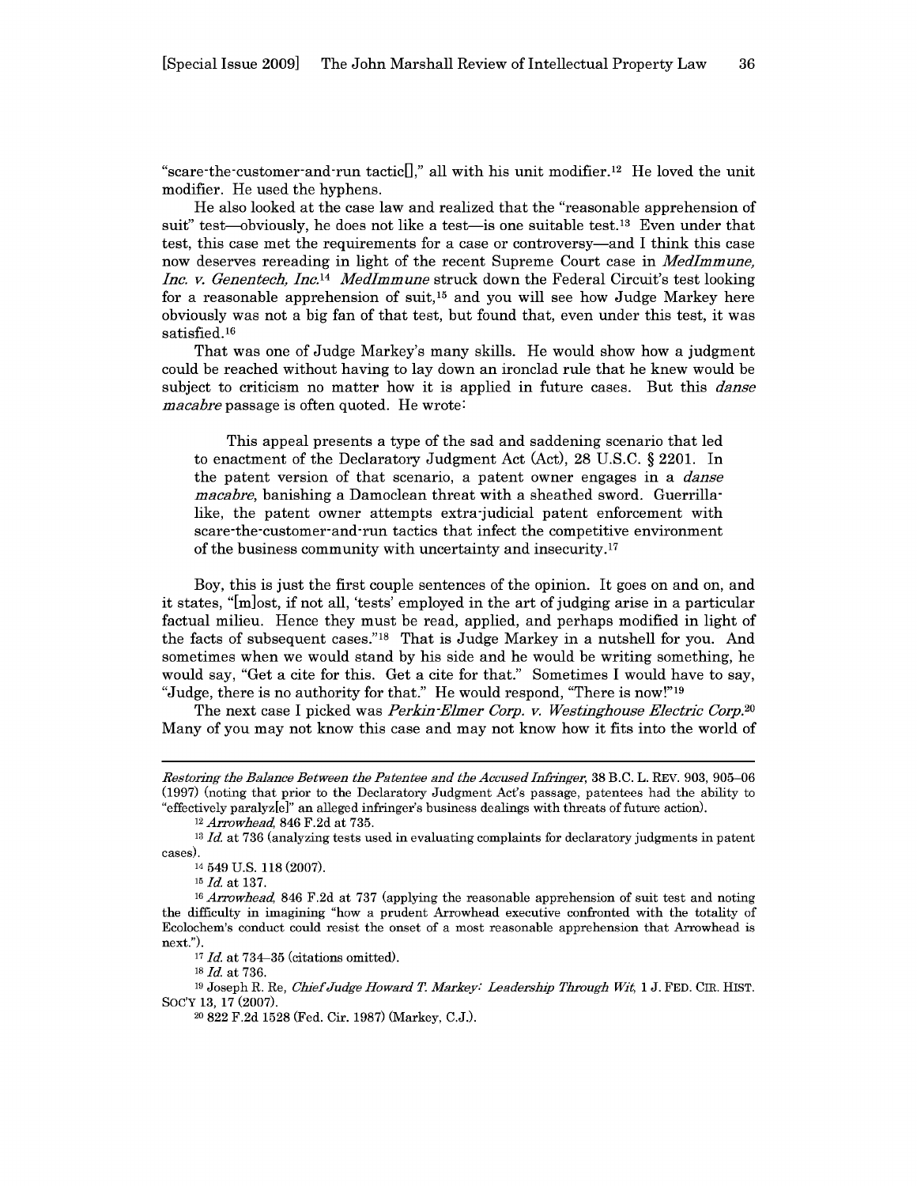"scare-the-customer-and-run tactic[]," all with his unit modifier.[12] He loved the unit modifier. He used the hyphens.

He also looked at the case law and realized that the "reasonable apprehension of suit" test—obviously, he does not like a test—is one suitable test.[13] Even under that test, this case met the requirements for a case or controversy—and I think this case now deserves rereading in light of the recent Supreme Court case in *MedImmune, Inc. v. Genentech, Inc.*[14] *MedImmune* struck down the Federal Circuit's test looking for a reasonable apprehension of suit,[15] and you will see how Judge Markey here obviously was not a big fan of that test, but found that, even under this test, it was satisfied.[16]

That was one of Judge Markey's many skills. He would show how a judgment could be reached without having to lay down an ironclad rule that he knew would be subject to criticism no matter how it is applied in future cases. But this *danse macabre* passage is often quoted. He wrote:

> This appeal presents a type of the sad and saddening scenario that led to enactment of the Declaratory Judgment Act (Act), 28 U.S.C. § 2201. In the patent version of that scenario, a patent owner engages in a *danse macabre*, banishing a Damoclean threat with a sheathed sword. Guerrilla-like, the patent owner attempts extra-judicial patent enforcement with scare-the-customer-and-run tactics that infect the competitive environment of the business community with uncertainty and insecurity.[17]

Boy, this is just the first couple sentences of the opinion. It goes on and on, and it states, "[m]ost, if not all, 'tests' employed in the art of judging arise in a particular factual milieu. Hence they must be read, applied, and perhaps modified in light of the facts of subsequent cases."[18] That is Judge Markey in a nutshell for you. And sometimes when we would stand by his side and he would be writing something, he would say, "Get a cite for this. Get a cite for that." Sometimes I would have to say, "Judge, there is no authority for that." He would respond, "There is now!"[19]

The next case I picked was *Perkin-Elmer Corp. v. Westinghouse Electric Corp.*[20] Many of you may not know this case and may not know how it fits into the world of

---

*Restoring the Balance Between the Patentee and the Accused Infringer*, 38 B.C. L. REV. 903, 905–06 (1997) (noting that prior to the Declaratory Judgment Act's passage, patentees had the ability to "effectively paralyz[e]" an alleged infringer's business dealings with threats of future action).

[12] *Arrowhead*, 846 F.2d at 735.

[13] *Id.* at 736 (analyzing tests used in evaluating complaints for declaratory judgments in patent cases).

[14] 549 U.S. 118 (2007).

[15] *Id.* at 137.

[16] *Arrowhead*, 846 F.2d at 737 (applying the reasonable apprehension of suit test and noting the difficulty in imagining "how a prudent Arrowhead executive confronted with the totality of Ecolochem's conduct could resist the onset of a most reasonable apprehension that Arrowhead is next.").

[17] *Id.* at 734–35 (citations omitted).

[18] *Id.* at 736.

[19] Joseph R. Re, *Chief Judge Howard T. Markey: Leadership Through Wit*, 1 J. FED. CIR. HIST. SOC'Y 13, 17 (2007).

[20] 822 F.2d 1528 (Fed. Cir. 1987) (Markey, C.J.).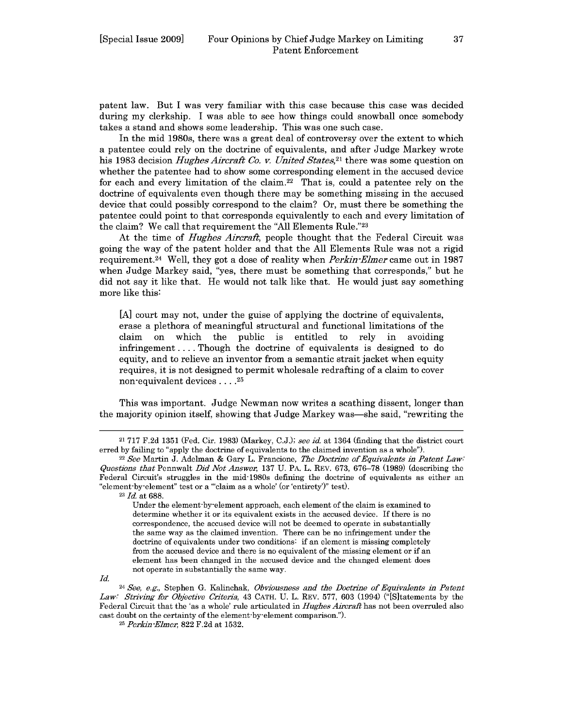patent law. But I was very familiar with this case because this case was decided during my clerkship. I was able to see how things could snowball once somebody takes a stand and shows some leadership. This was one such case.

In the mid 1980s, there was a great deal of controversy over the extent to which a patentee could rely on the doctrine of equivalents, and after Judge Markey wrote his 1983 decision *Hughes Aircraft Co. v. United States*,[21] there was some question on whether the patentee had to show some corresponding element in the accused device for each and every limitation of the claim.[22] That is, could a patentee rely on the doctrine of equivalents even though there may be something missing in the accused device that could possibly correspond to the claim? Or, must there be something the patentee could point to that corresponds equivalently to each and every limitation of the claim? We call that requirement the "All Elements Rule."[23]

At the time of *Hughes Aircraft*, people thought that the Federal Circuit was going the way of the patent holder and that the All Elements Rule was not a rigid requirement.[24] Well, they got a dose of reality when *Perkin-Elmer* came out in 1987 when Judge Markey said, "yes, there must be something that corresponds," but he did not say it like that. He would not talk like that. He would just say something more like this:

> [A] court may not, under the guise of applying the doctrine of equivalents, erase a plethora of meaningful structural and functional limitations of the claim on which the public is entitled to rely in avoiding infringement . . . . Though the doctrine of equivalents is designed to do equity, and to relieve an inventor from a semantic strait jacket when equity requires, it is not designed to permit wholesale redrafting of a claim to cover non-equivalent devices . . . .[25]

This was important. Judge Newman now writes a scathing dissent, longer than the majority opinion itself, showing that Judge Markey was—she said, "rewriting the

---

[21] 717 F.2d 1351 (Fed. Cir. 1983) (Markey, C.J.); *see id.* at 1364 (finding that the district court erred by failing to "apply the doctrine of equivalents to the claimed invention as a whole").

[22] *See* Martin J. Adelman & Gary L. Francione, *The Doctrine of Equivalents in Patent Law: Questions that* Pennwalt *Did Not Answer*, 137 U. PA. L. REV. 673, 676–78 (1989) (describing the Federal Circuit's struggles in the mid-1980s defining the doctrine of equivalents as either an "element-by-element" test or a "'claim as a whole' (or 'entirety')" test).

[23] *Id.* at 688.

> Under the element-by-element approach, each element of the claim is examined to determine whether it or its equivalent exists in the accused device. If there is no correspondence, the accused device will not be deemed to operate in substantially the same way as the claimed invention. There can be no infringement under the doctrine of equivalents under two conditions: if an element is missing completely from the accused device and there is no equivalent of the missing element or if an element has been changed in the accused device and the changed element does not operate in substantially the same way.

*Id.*

[24] *See, e.g.*, Stephen G. Kalinchak, *Obviousness and the Doctrine of Equivalents in Patent Law: Striving for Objective Criteria*, 43 CATH. U. L. REV. 577, 603 (1994) ("[S]tatements by the Federal Circuit that the 'as a whole' rule articulated in *Hughes Aircraft* has not been overruled also cast doubt on the certainty of the element-by-element comparison.").

[25] *Perkin-Elmer*, 822 F.2d at 1532.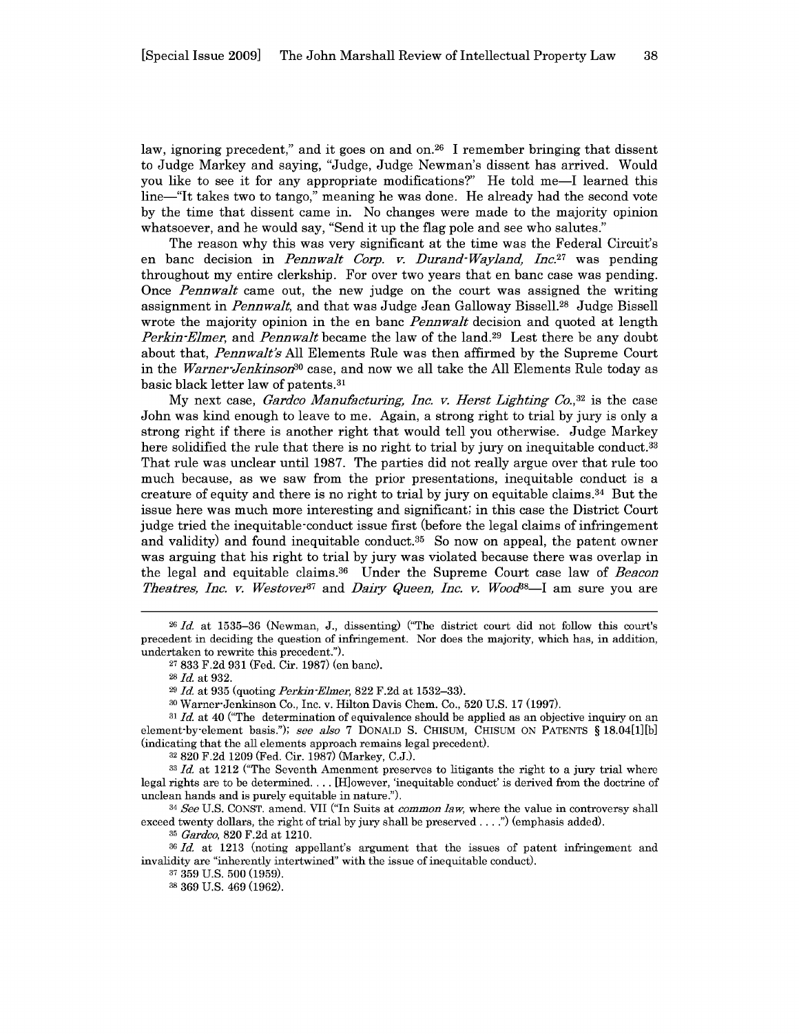law, ignoring precedent," and it goes on and on.[26] I remember bringing that dissent to Judge Markey and saying, "Judge, Judge Newman's dissent has arrived. Would you like to see it for any appropriate modifications?" He told me—I learned this line—"It takes two to tango," meaning he was done. He already had the second vote by the time that dissent came in. No changes were made to the majority opinion whatsoever, and he would say, "Send it up the flag pole and see who salutes."

The reason why this was very significant at the time was the Federal Circuit's en banc decision in *Pennwalt Corp. v. Durand-Wayland, Inc.*[27] was pending throughout my entire clerkship. For over two years that en banc case was pending. Once *Pennwalt* came out, the new judge on the court was assigned the writing assignment in *Pennwalt*, and that was Judge Jean Galloway Bissell.[28] Judge Bissell wrote the majority opinion in the en banc *Pennwalt* decision and quoted at length *Perkin-Elmer*, and *Pennwalt* became the law of the land.[29] Lest there be any doubt about that, *Pennwalt's* All Elements Rule was then affirmed by the Supreme Court in the *Warner-Jenkinson*[30] case, and now we all take the All Elements Rule today as basic black letter law of patents.[31]

My next case, *Gardco Manufacturing, Inc. v. Herst Lighting Co.*,[32] is the case John was kind enough to leave to me. Again, a strong right to trial by jury is only a strong right if there is another right that would tell you otherwise. Judge Markey here solidified the rule that there is no right to trial by jury on inequitable conduct.[33] That rule was unclear until 1987. The parties did not really argue over that rule too much because, as we saw from the prior presentations, inequitable conduct is a creature of equity and there is no right to trial by jury on equitable claims.[34] But the issue here was much more interesting and significant; in this case the District Court judge tried the inequitable-conduct issue first (before the legal claims of infringement and validity) and found inequitable conduct.[35] So now on appeal, the patent owner was arguing that his right to trial by jury was violated because there was overlap in the legal and equitable claims.[36] Under the Supreme Court case law of *Beacon Theatres, Inc. v. Westover*[37] and *Dairy Queen, Inc. v. Wood*[38]—I am sure you are

---

[26] *Id.* at 1535–36 (Newman, J., dissenting) ("The district court did not follow this court's precedent in deciding the question of infringement. Nor does the majority, which has, in addition, undertaken to rewrite this precedent.").

[27] 833 F.2d 931 (Fed. Cir. 1987) (en banc).

[28] *Id.* at 932.

[29] *Id.* at 935 (quoting *Perkin-Elmer*, 822 F.2d at 1532–33).

[30] Warner-Jenkinson Co., Inc. v. Hilton Davis Chem. Co., 520 U.S. 17 (1997).

[31] *Id.* at 40 ("The determination of equivalence should be applied as an objective inquiry on an element-by-element basis."); *see also* 7 DONALD S. CHISUM, CHISUM ON PATENTS § 18.04[1][b] (indicating that the all elements approach remains legal precedent).

[32] 820 F.2d 1209 (Fed. Cir. 1987) (Markey, C.J.).

[33] *Id.* at 1212 ("The Seventh Amenment preserves to litigants the right to a jury trial where legal rights are to be determined. . . . [H]owever, 'inequitable conduct' is derived from the doctrine of unclean hands and is purely equitable in nature.").

[34] *See* U.S. CONST. amend. VII ("In Suits at *common law*, where the value in controversy shall exceed twenty dollars, the right of trial by jury shall be preserved . . . .") (emphasis added).

[35] *Gardco*, 820 F.2d at 1210.

[36] *Id.* at 1213 (noting appellant's argument that the issues of patent infringement and invalidity are "inherently intertwined" with the issue of inequitable conduct).

[37] 359 U.S. 500 (1959).

[38] 369 U.S. 469 (1962).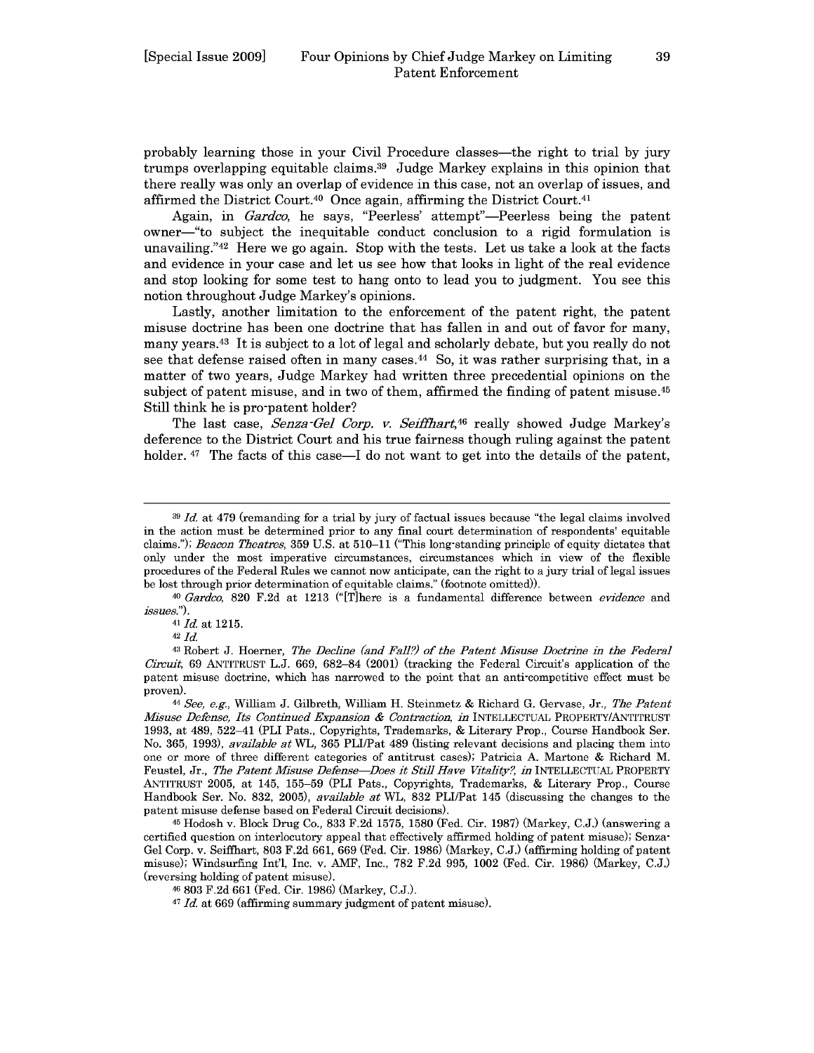probably learning those in your Civil Procedure classes—the right to trial by jury trumps overlapping equitable claims.[39] Judge Markey explains in this opinion that there really was only an overlap of evidence in this case, not an overlap of issues, and affirmed the District Court.[40] Once again, affirming the District Court.[41]

Again, in *Gardco*, he says, "Peerless' attempt"—Peerless being the patent owner—"to subject the inequitable conduct conclusion to a rigid formulation is unavailing."[42] Here we go again. Stop with the tests. Let us take a look at the facts and evidence in your case and let us see how that looks in light of the real evidence and stop looking for some test to hang onto to lead you to judgment. You see this notion throughout Judge Markey's opinions.

Lastly, another limitation to the enforcement of the patent right, the patent misuse doctrine has been one doctrine that has fallen in and out of favor for many, many years.[43] It is subject to a lot of legal and scholarly debate, but you really do not see that defense raised often in many cases.[44] So, it was rather surprising that, in a matter of two years, Judge Markey had written three precedential opinions on the subject of patent misuse, and in two of them, affirmed the finding of patent misuse.[45] Still think he is pro-patent holder?

The last case, *Senza-Gel Corp. v. Seiffhart*,[46] really showed Judge Markey's deference to the District Court and his true fairness though ruling against the patent holder. [47] The facts of this case—I do not want to get into the details of the patent,

---

[39] *Id.* at 479 (remanding for a trial by jury of factual issues because "the legal claims involved in the action must be determined prior to any final court determination of respondents' equitable claims."); *Beacon Theatres*, 359 U.S. at 510–11 ("This long-standing principle of equity dictates that only under the most imperative circumstances, circumstances which in view of the flexible procedures of the Federal Rules we cannot now anticipate, can the right to a jury trial of legal issues be lost through prior determination of equitable claims." (footnote omitted)).

[40] *Gardco*, 820 F.2d at 1213 ("[T]here is a fundamental difference between *evidence* and *issues*.").

[41] *Id.* at 1215.

[42] *Id.*

[43] Robert J. Hoerner, *The Decline (and Fall?) of the Patent Misuse Doctrine in the Federal Circuit*, 69 ANTITRUST L.J. 669, 682–84 (2001) (tracking the Federal Circuit's application of the patent misuse doctrine, which has narrowed to the point that an anti-competitive effect must be proven).

[44] *See, e.g.*, William J. Gilbreth, William H. Steinmetz & Richard G. Gervase, Jr., *The Patent Misuse Defense, Its Continued Expansion & Contraction*, *in* INTELLECTUAL PROPERTY/ANTITRUST 1993, at 489, 522–41 (PLI Pats., Copyrights, Trademarks, & Literary Prop., Course Handbook Ser. No. 365, 1993), *available at* WL, 365 PLI/Pat 489 (listing relevant decisions and placing them into one or more of three different categories of antitrust cases); Patricia A. Martone & Richard M. Feustel, Jr., *The Patent Misuse Defense—Does it Still Have Vitality?*, *in* INTELLECTUAL PROPERTY ANTITRUST 2005, at 145, 155–59 (PLI Pats., Copyrights, Trademarks, & Literary Prop., Course Handbook Ser. No. 832, 2005), *available at* WL, 832 PLI/Pat 145 (discussing the changes to the patent misuse defense based on Federal Circuit decisions).

[45] Hodosh v. Block Drug Co., 833 F.2d 1575, 1580 (Fed. Cir. 1987) (Markey, C.J.) (answering a certified question on interlocutory appeal that effectively affirmed holding of patent misuse); Senza-Gel Corp. v. Seiffhart, 803 F.2d 661, 669 (Fed. Cir. 1986) (Markey, C.J.) (affirming holding of patent misuse); Windsurfing Int'l, Inc. v. AMF, Inc., 782 F.2d 995, 1002 (Fed. Cir. 1986) (Markey, C.J.) (reversing holding of patent misuse).

[46] 803 F.2d 661 (Fed. Cir. 1986) (Markey, C.J.).

[47] *Id.* at 669 (affirming summary judgment of patent misuse).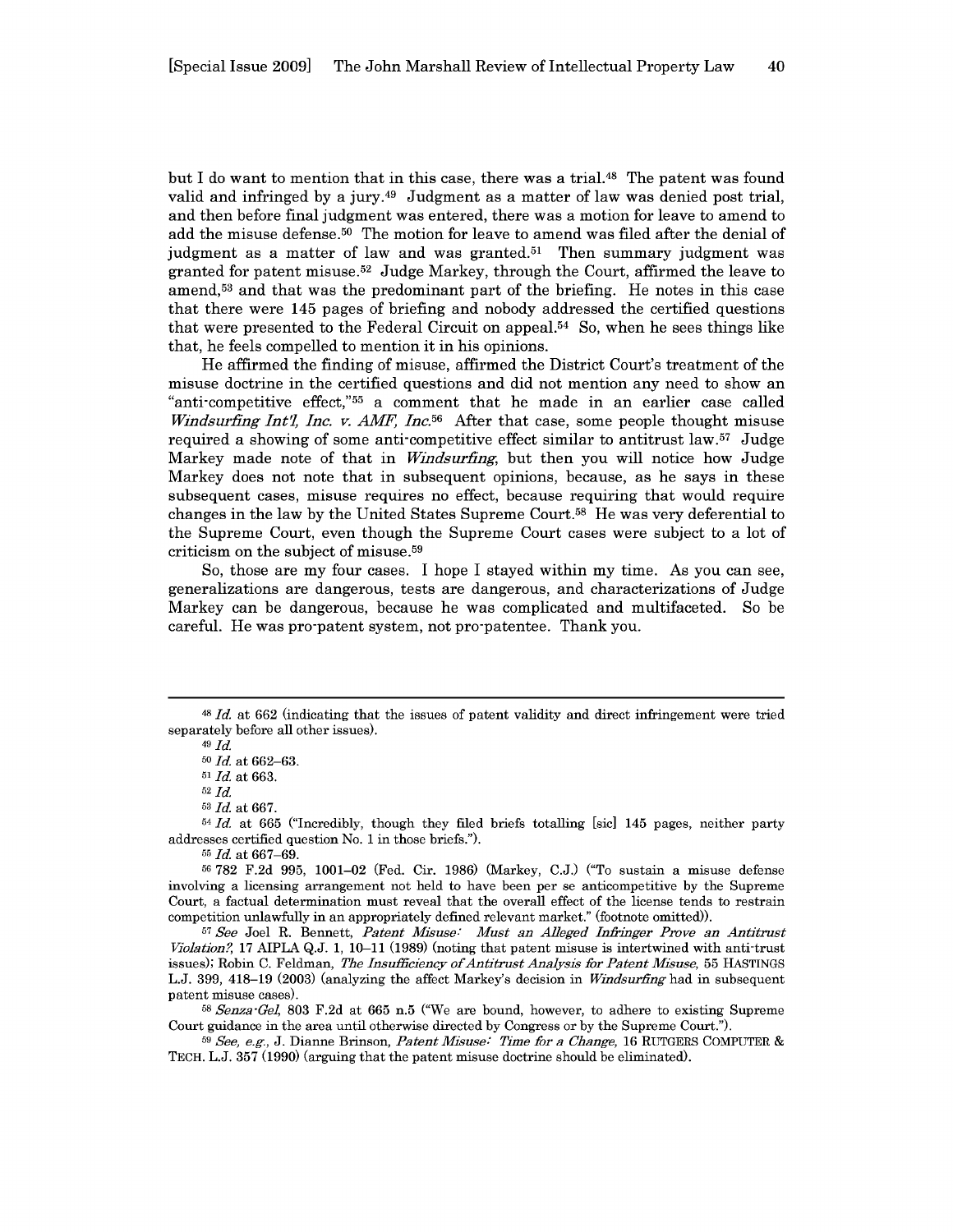but I do want to mention that in this case, there was a trial.[48] The patent was found valid and infringed by a jury.[49] Judgment as a matter of law was denied post trial, and then before final judgment was entered, there was a motion for leave to amend to add the misuse defense.[50] The motion for leave to amend was filed after the denial of judgment as a matter of law and was granted.[51] Then summary judgment was granted for patent misuse.[52] Judge Markey, through the Court, affirmed the leave to amend,[53] and that was the predominant part of the briefing. He notes in this case that there were 145 pages of briefing and nobody addressed the certified questions that were presented to the Federal Circuit on appeal.[54] So, when he sees things like that, he feels compelled to mention it in his opinions.

He affirmed the finding of misuse, affirmed the District Court's treatment of the misuse doctrine in the certified questions and did not mention any need to show an "anti-competitive effect,"[55] a comment that he made in an earlier case called *Windsurfing Int'l, Inc. v. AMF, Inc.*[56] After that case, some people thought misuse required a showing of some anti-competitive effect similar to antitrust law.[57] Judge Markey made note of that in *Windsurfing*, but then you will notice how Judge Markey does not note that in subsequent opinions, because, as he says in these subsequent cases, misuse requires no effect, because requiring that would require changes in the law by the United States Supreme Court.[58] He was very deferential to the Supreme Court, even though the Supreme Court cases were subject to a lot of criticism on the subject of misuse.[59]

So, those are my four cases. I hope I stayed within my time. As you can see, generalizations are dangerous, tests are dangerous, and characterizations of Judge Markey can be dangerous, because he was complicated and multifaceted. So be careful. He was pro-patent system, not pro-patentee. Thank you.

---

[48] *Id.* at 662 (indicating that the issues of patent validity and direct infringement were tried separately before all other issues).

[49] *Id.*

[50] *Id.* at 662–63.

[51] *Id.* at 663.

[52] *Id.*

[53] *Id.* at 667.

[54] *Id.* at 665 ("Incredibly, though they filed briefs totalling [sic] 145 pages, neither party addresses certified question No. 1 in those briefs.").

[55] *Id.* at 667–69.

[56] 782 F.2d 995, 1001–02 (Fed. Cir. 1986) (Markey, C.J.) ("To sustain a misuse defense involving a licensing arrangement not held to have been per se anticompetitive by the Supreme Court, a factual determination must reveal that the overall effect of the license tends to restrain competition unlawfully in an appropriately defined relevant market." (footnote omitted)).

[57] *See* Joel R. Bennett, *Patent Misuse: Must an Alleged Infringer Prove an Antitrust Violation?*, 17 AIPLA Q.J. 1, 10–11 (1989) (noting that patent misuse is intertwined with anti-trust issues); Robin C. Feldman, *The Insufficiency of Antitrust Analysis for Patent Misuse*, 55 HASTINGS L.J. 399, 418–19 (2003) (analyzing the affect Markey's decision in *Windsurfing* had in subsequent patent misuse cases).

[58] *Senza-Gel*, 803 F.2d at 665 n.5 ("We are bound, however, to adhere to existing Supreme Court guidance in the area until otherwise directed by Congress or by the Supreme Court.").

[59] *See, e.g.*, J. Dianne Brinson, *Patent Misuse: Time for a Change*, 16 RUTGERS COMPUTER & TECH. L.J. 357 (1990) (arguing that the patent misuse doctrine should be eliminated).